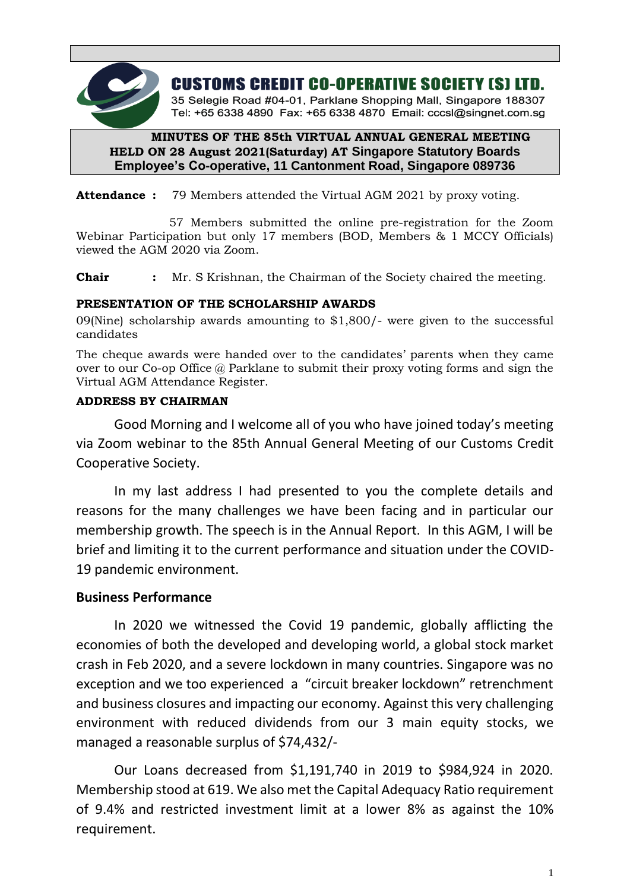# CUSTOMS CREDIT CO-OPERATIVE SOCIETY (S) LTD.

35 Selegie Road #04-01, Parklane Shopping Mall, Singapore 188307
Tel: +65 6338 4890 Fax: +65 6338 4870 Email: cccsl@singnet.com.sg

## MINUTES OF THE 85th VIRTUAL ANNUAL GENERAL MEETING HELD ON 28 August 2021(Saturday) AT Singapore Statutory Boards Employee's Co-operative, 11 Cantonment Road, Singapore 089736

**Attendance :** 79 Members attended the Virtual AGM 2021 by proxy voting.

57 Members submitted the online pre-registration for the Zoom Webinar Participation but only 17 members (BOD, Members & 1 MCCY Officials) viewed the AGM 2020 via Zoom.

**Chair :** Mr. S Krishnan, the Chairman of the Society chaired the meeting.

**PRESENTATION OF THE SCHOLARSHIP AWARDS**

09(Nine) scholarship awards amounting to $1,800/- were given to the successful candidates

The cheque awards were handed over to the candidates' parents when they came over to our Co-op Office @ Parklane to submit their proxy voting forms and sign the Virtual AGM Attendance Register.

**ADDRESS BY CHAIRMAN**

Good Morning and I welcome all of you who have joined today's meeting via Zoom webinar to the 85th Annual General Meeting of our Customs Credit Cooperative Society.

In my last address I had presented to you the complete details and reasons for the many challenges we have been facing and in particular our membership growth. The speech is in the Annual Report. In this AGM, I will be brief and limiting it to the current performance and situation under the COVID-19 pandemic environment.

**Business Performance**

In 2020 we witnessed the Covid 19 pandemic, globally afflicting the economies of both the developed and developing world, a global stock market crash in Feb 2020, and a severe lockdown in many countries. Singapore was no exception and we too experienced a "circuit breaker lockdown" retrenchment and business closures and impacting our economy. Against this very challenging environment with reduced dividends from our 3 main equity stocks, we managed a reasonable surplus of $74,432/-

Our Loans decreased from $1,191,740 in 2019 to $984,924 in 2020. Membership stood at 619. We also met the Capital Adequacy Ratio requirement of 9.4% and restricted investment limit at a lower 8% as against the 10% requirement.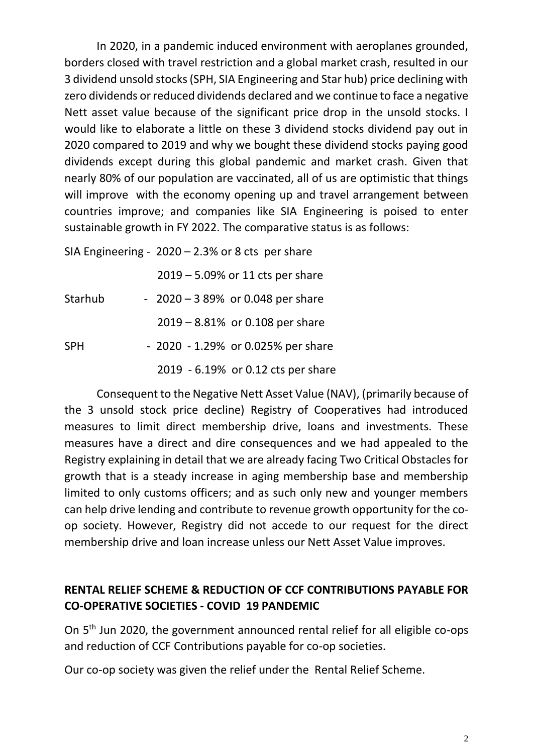In 2020, in a pandemic induced environment with aeroplanes grounded, borders closed with travel restriction and a global market crash, resulted in our 3 dividend unsold stocks (SPH, SIA Engineering and Star hub) price declining with zero dividends or reduced dividends declared and we continue to face a negative Nett asset value because of the significant price drop in the unsold stocks. I would like to elaborate a little on these 3 dividend stocks dividend pay out in 2020 compared to 2019 and why we bought these dividend stocks paying good dividends except during this global pandemic and market crash. Given that nearly 80% of our population are vaccinated, all of us are optimistic that things will improve with the economy opening up and travel arrangement between countries improve; and companies like SIA Engineering is poised to enter sustainable growth in FY 2022. The comparative status is as follows:

SIA Engineering - 2020 – 2.3% or 8 cts per share
2019 – 5.09% or 11 cts per share

Starhub - 2020 – 3 89% or 0.048 per share
2019 – 8.81% or 0.108 per share

SPH - 2020 - 1.29% or 0.025% per share
2019 - 6.19% or 0.12 cts per share

Consequent to the Negative Nett Asset Value (NAV), (primarily because of the 3 unsold stock price decline) Registry of Cooperatives had introduced measures to limit direct membership drive, loans and investments. These measures have a direct and dire consequences and we had appealed to the Registry explaining in detail that we are already facing Two Critical Obstacles for growth that is a steady increase in aging membership base and membership limited to only customs officers; and as such only new and younger members can help drive lending and contribute to revenue growth opportunity for the co-op society. However, Registry did not accede to our request for the direct membership drive and loan increase unless our Nett Asset Value improves.

## RENTAL RELIEF SCHEME & REDUCTION OF CCF CONTRIBUTIONS PAYABLE FOR CO-OPERATIVE SOCIETIES - COVID 19 PANDEMIC

On 5th Jun 2020, the government announced rental relief for all eligible co-ops and reduction of CCF Contributions payable for co-op societies.

Our co-op society was given the relief under the Rental Relief Scheme.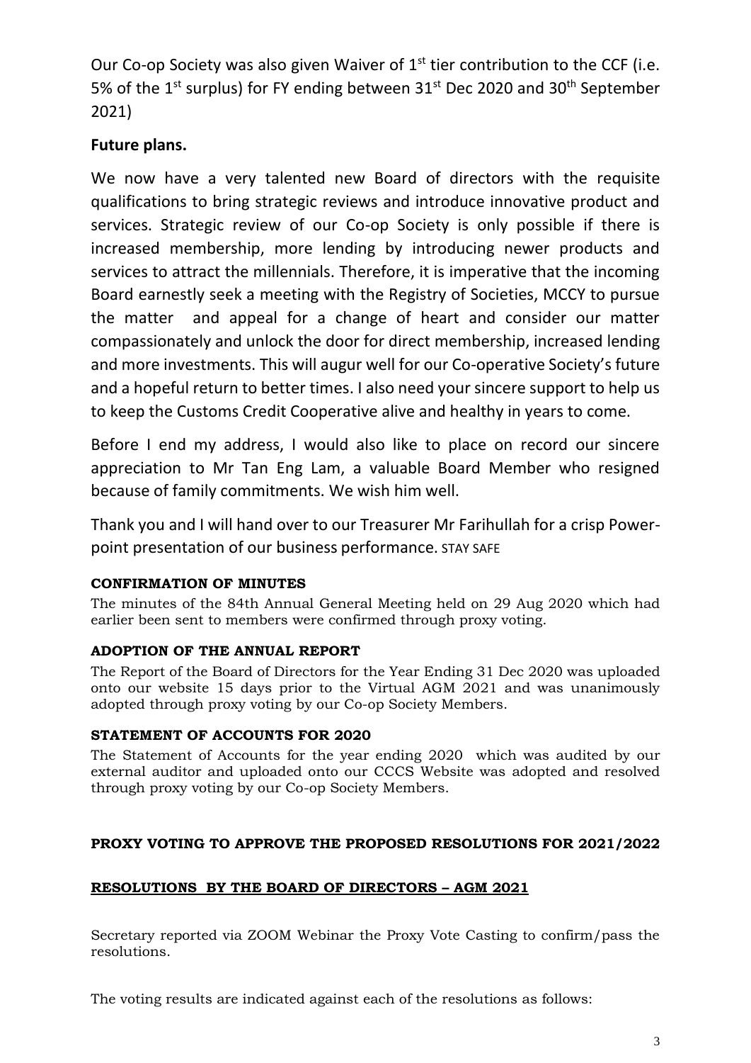Our Co-op Society was also given Waiver of 1st tier contribution to the CCF (i.e. 5% of the 1st surplus) for FY ending between 31st Dec 2020 and 30th September 2021)

## Future plans.

We now have a very talented new Board of directors with the requisite qualifications to bring strategic reviews and introduce innovative product and services. Strategic review of our Co-op Society is only possible if there is increased membership, more lending by introducing newer products and services to attract the millennials. Therefore, it is imperative that the incoming Board earnestly seek a meeting with the Registry of Societies, MCCY to pursue the matter and appeal for a change of heart and consider our matter compassionately and unlock the door for direct membership, increased lending and more investments. This will augur well for our Co-operative Society's future and a hopeful return to better times. I also need your sincere support to help us to keep the Customs Credit Cooperative alive and healthy in years to come.

Before I end my address, I would also like to place on record our sincere appreciation to Mr Tan Eng Lam, a valuable Board Member who resigned because of family commitments. We wish him well.

Thank you and I will hand over to our Treasurer Mr Farihullah for a crisp Power-point presentation of our business performance. STAY SAFE

**CONFIRMATION OF MINUTES**

The minutes of the 84th Annual General Meeting held on 29 Aug 2020 which had earlier been sent to members were confirmed through proxy voting.

**ADOPTION OF THE ANNUAL REPORT**

The Report of the Board of Directors for the Year Ending 31 Dec 2020 was uploaded onto our website 15 days prior to the Virtual AGM 2021 and was unanimously adopted through proxy voting by our Co-op Society Members.

**STATEMENT OF ACCOUNTS FOR 2020**

The Statement of Accounts for the year ending 2020 which was audited by our external auditor and uploaded onto our CCCS Website was adopted and resolved through proxy voting by our Co-op Society Members.

**PROXY VOTING TO APPROVE THE PROPOSED RESOLUTIONS FOR 2021/2022**

**RESOLUTIONS BY THE BOARD OF DIRECTORS – AGM 2021**

Secretary reported via ZOOM Webinar the Proxy Vote Casting to confirm/pass the resolutions.

The voting results are indicated against each of the resolutions as follows: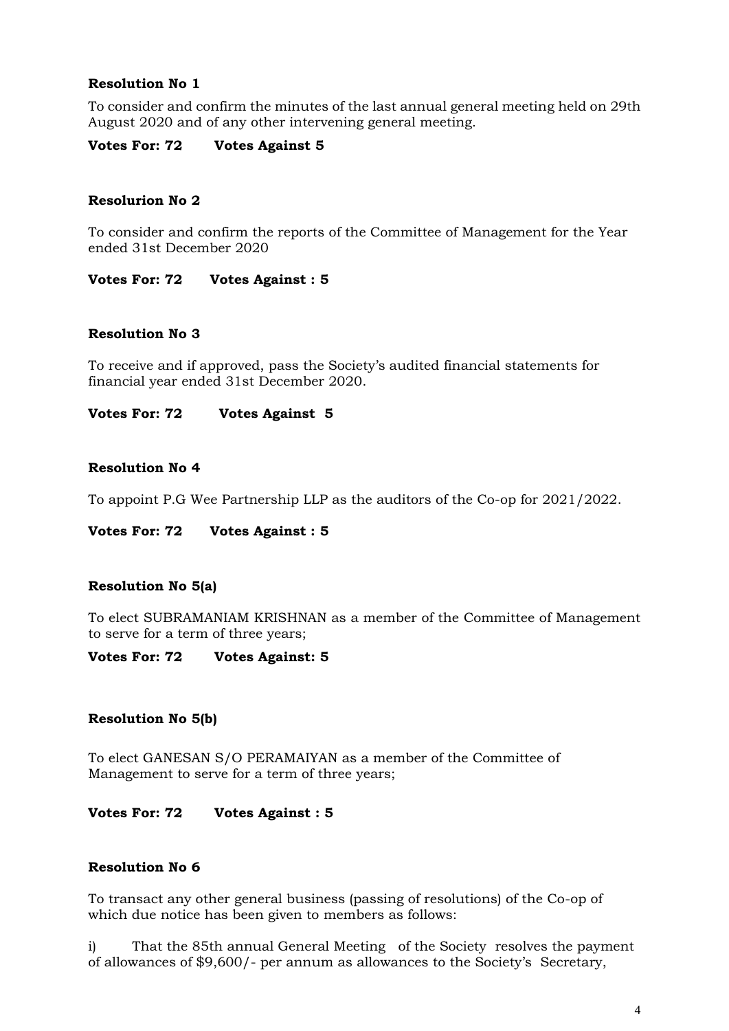**Resolution No 1**

To consider and confirm the minutes of the last annual general meeting held on 29th August 2020 and of any other intervening general meeting.

**Votes For: 72 Votes Against 5**

**Resolurion No 2**

To consider and confirm the reports of the Committee of Management for the Year ended 31st December 2020

**Votes For: 72 Votes Against : 5**

**Resolution No 3**

To receive and if approved, pass the Society's audited financial statements for financial year ended 31st December 2020.

**Votes For: 72 Votes Against 5**

**Resolution No 4**

To appoint P.G Wee Partnership LLP as the auditors of the Co-op for 2021/2022.

**Votes For: 72 Votes Against : 5**

**Resolution No 5(a)**

To elect SUBRAMANIAM KRISHNAN as a member of the Committee of Management to serve for a term of three years;

**Votes For: 72 Votes Against: 5**

**Resolution No 5(b)**

To elect GANESAN S/O PERAMAIYAN as a member of the Committee of Management to serve for a term of three years;

**Votes For: 72 Votes Against : 5**

**Resolution No 6**

To transact any other general business (passing of resolutions) of the Co-op of which due notice has been given to members as follows:

i) That the 85th annual General Meeting of the Society resolves the payment of allowances of $9,600/- per annum as allowances to the Society's Secretary,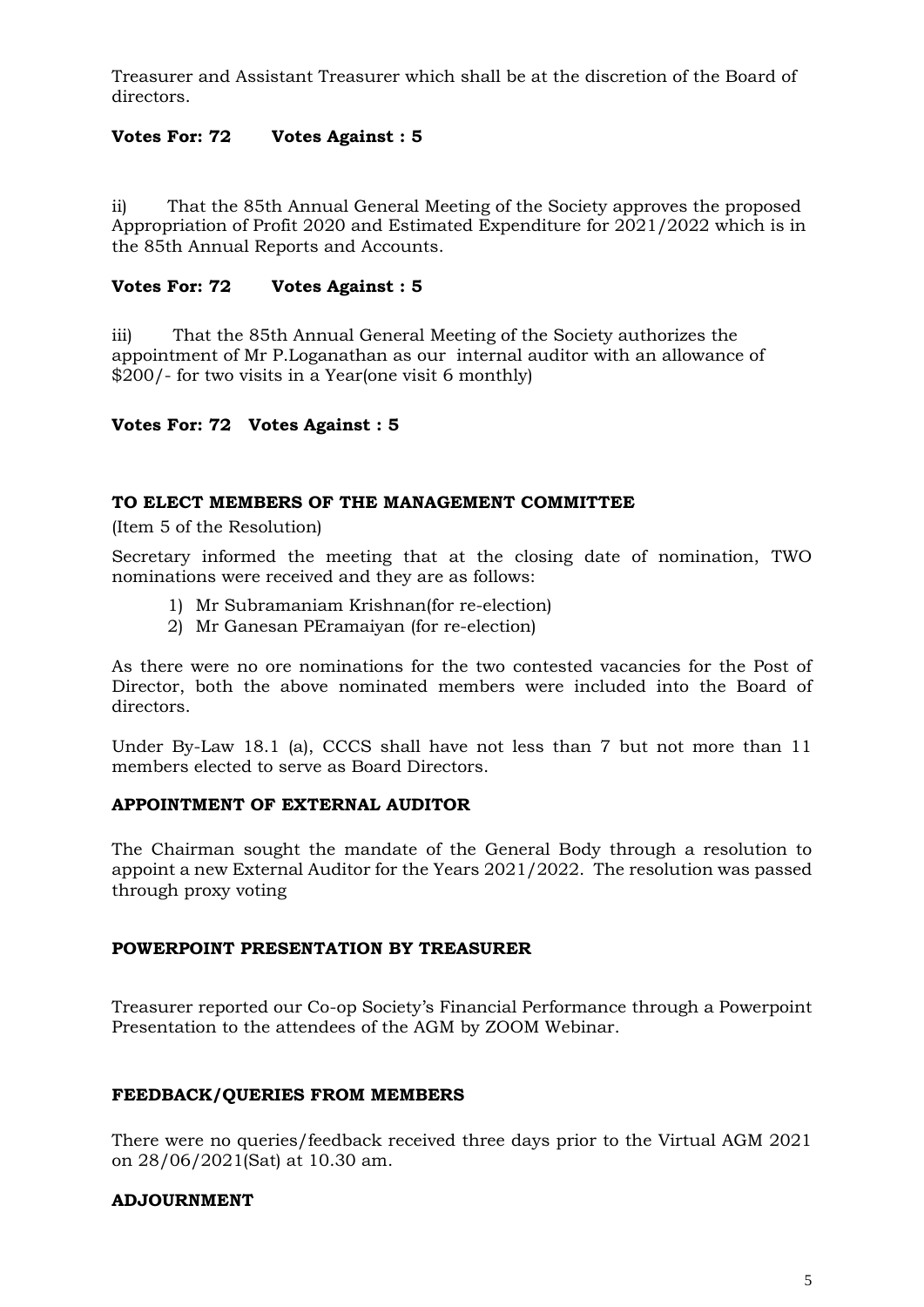Treasurer and Assistant Treasurer which shall be at the discretion of the Board of directors.

**Votes For: 72 Votes Against : 5**

ii) That the 85th Annual General Meeting of the Society approves the proposed Appropriation of Profit 2020 and Estimated Expenditure for 2021/2022 which is in the 85th Annual Reports and Accounts.

**Votes For: 72 Votes Against : 5**

iii) That the 85th Annual General Meeting of the Society authorizes the appointment of Mr P.Loganathan as our internal auditor with an allowance of $200/- for two visits in a Year(one visit 6 monthly)

**Votes For: 72 Votes Against : 5**

**TO ELECT MEMBERS OF THE MANAGEMENT COMMITTEE**

(Item 5 of the Resolution)

Secretary informed the meeting that at the closing date of nomination, TWO nominations were received and they are as follows:

1) Mr Subramaniam Krishnan(for re-election)
2) Mr Ganesan PEramaiyan (for re-election)

As there were no ore nominations for the two contested vacancies for the Post of Director, both the above nominated members were included into the Board of directors.

Under By-Law 18.1 (a), CCCS shall have not less than 7 but not more than 11 members elected to serve as Board Directors.

**APPOINTMENT OF EXTERNAL AUDITOR**

The Chairman sought the mandate of the General Body through a resolution to appoint a new External Auditor for the Years 2021/2022. The resolution was passed through proxy voting

**POWERPOINT PRESENTATION BY TREASURER**

Treasurer reported our Co-op Society's Financial Performance through a Powerpoint Presentation to the attendees of the AGM by ZOOM Webinar.

**FEEDBACK/QUERIES FROM MEMBERS**

There were no queries/feedback received three days prior to the Virtual AGM 2021 on 28/06/2021(Sat) at 10.30 am.

**ADJOURNMENT**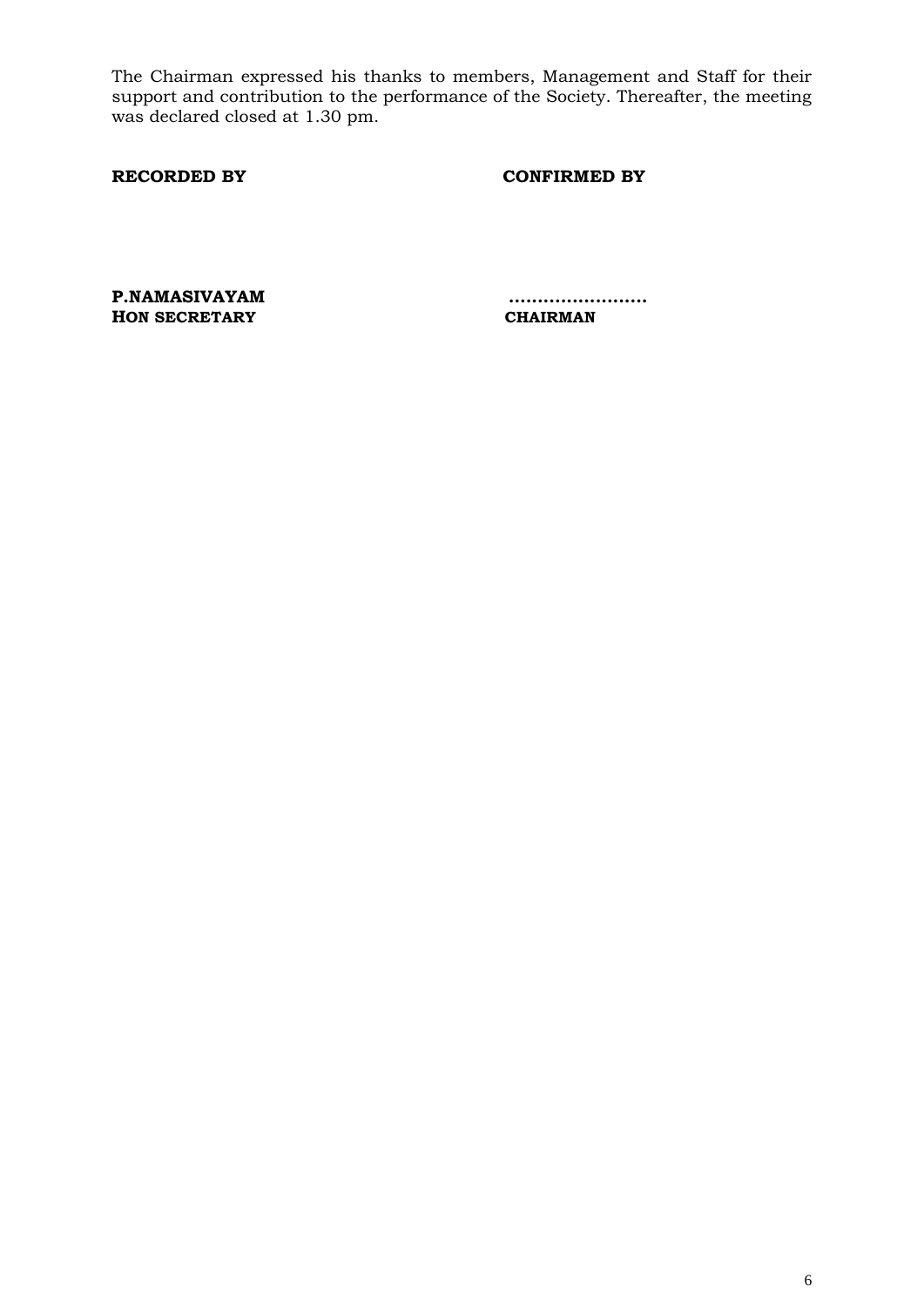The Chairman expressed his thanks to members, Management and Staff for their support and contribution to the performance of the Society. Thereafter, the meeting was declared closed at 1.30 pm.

| | |
|---|---|
| **RECORDED BY** | **CONFIRMED BY** |
| | |
| **P.NAMASIVAYAM** | **……………………** |
| **HON SECRETARY** | **CHAIRMAN** |